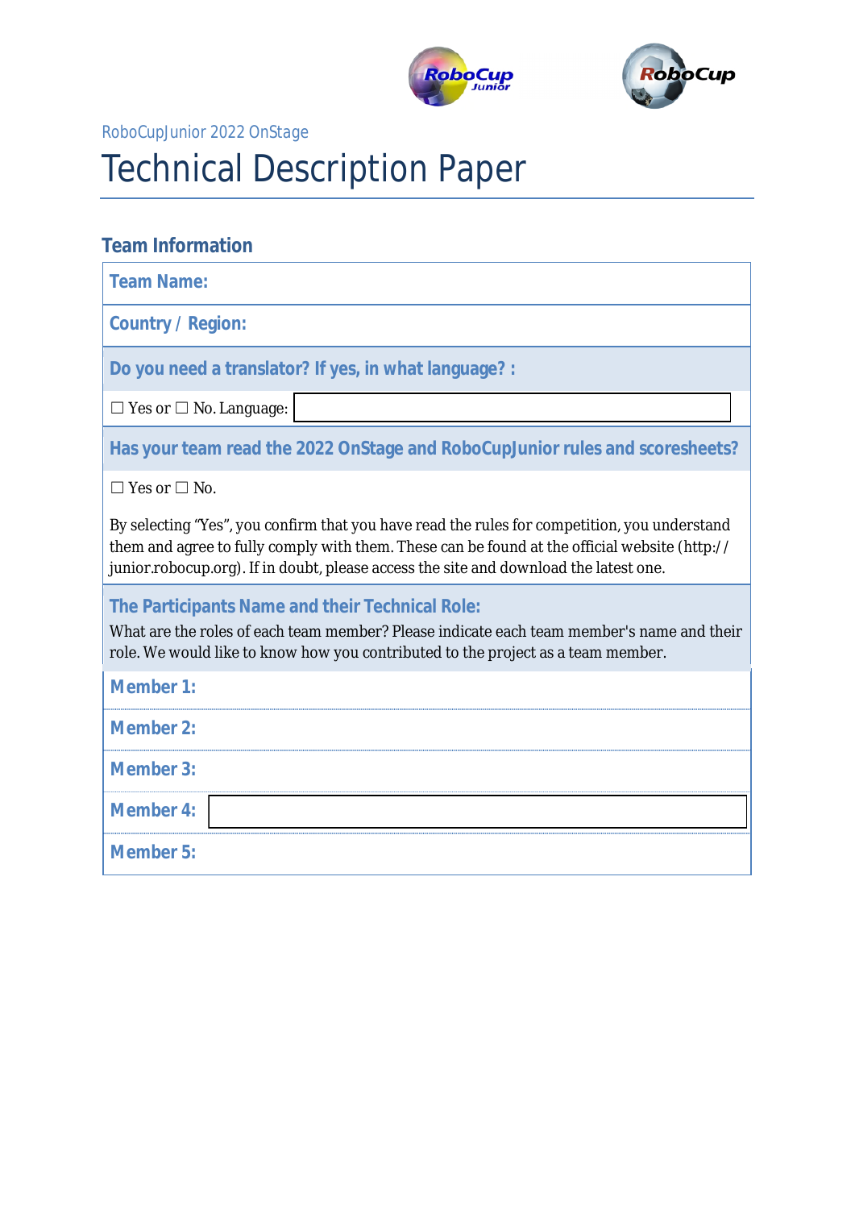RoboCupJunior 2022 OnStage

# Technical Description Paper

## Team Information

**Team Name:**

**Country / Region:**

**Do you need a translator? If yes, in what language? :**

☐ Yes or ☐ No. Language:

**Has your team read the 2022 OnStage and RoboCupJunior rules and scoresheets?**

☐ Yes or ☐ No.

By selecting "Yes", you confirm that you have read the rules for competition, you understand them and agree to fully comply with them. These can be found at the official website (http://junior.robocup.org). If in doubt, please access the site and download the latest one.

**The Participants Name and their Technical Role:**

What are the roles of each team member? Please indicate each team member's name and their role. We would like to know how you contributed to the project as a team member.

**Member 1:**

**Member 2:**

**Member 3:**

**Member 4:**

**Member 5:**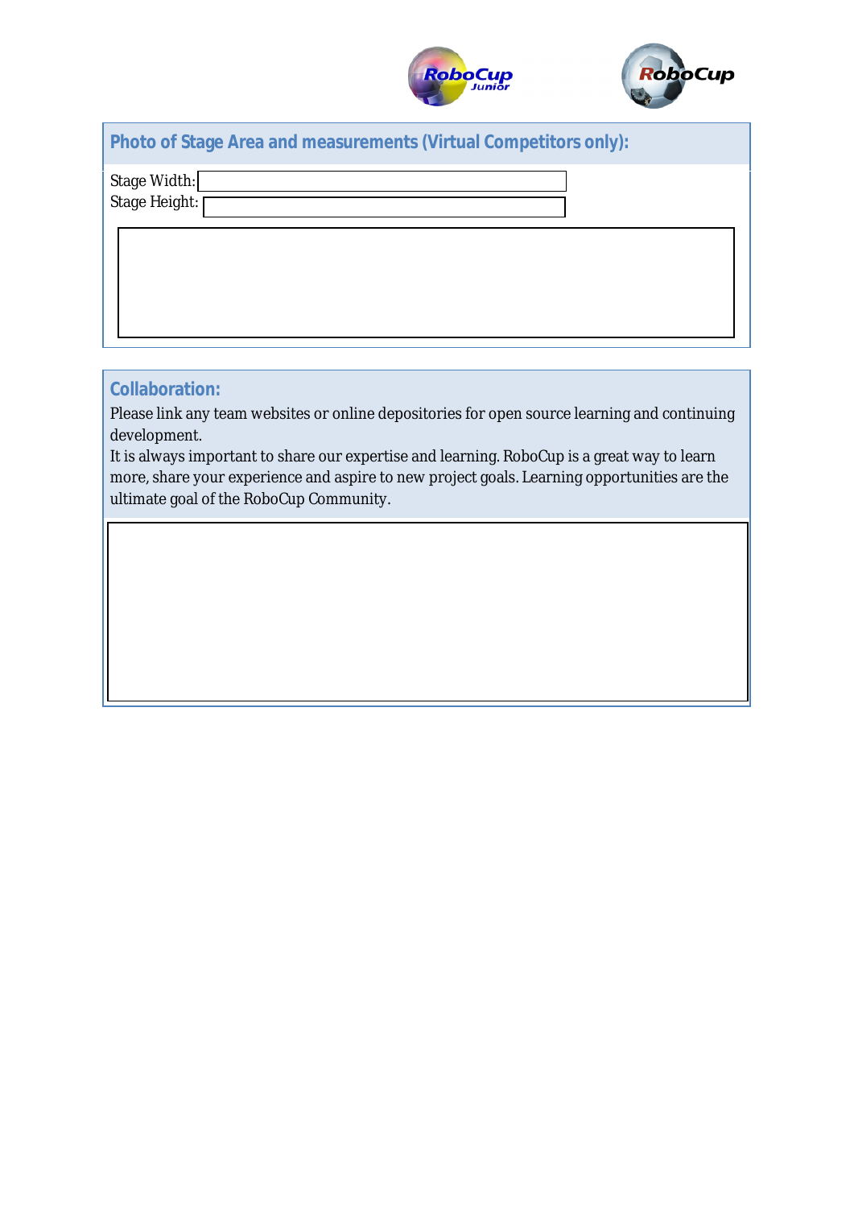## Photo of Stage Area and measurements (Virtual Competitors only):

Stage Width:

Stage Height:

## Collaboration:

Please link any team websites or online depositories for open source learning and continuing development.

It is always important to share our expertise and learning. RoboCup is a great way to learn more, share your experience and aspire to new project goals. Learning opportunities are the ultimate goal of the RoboCup Community.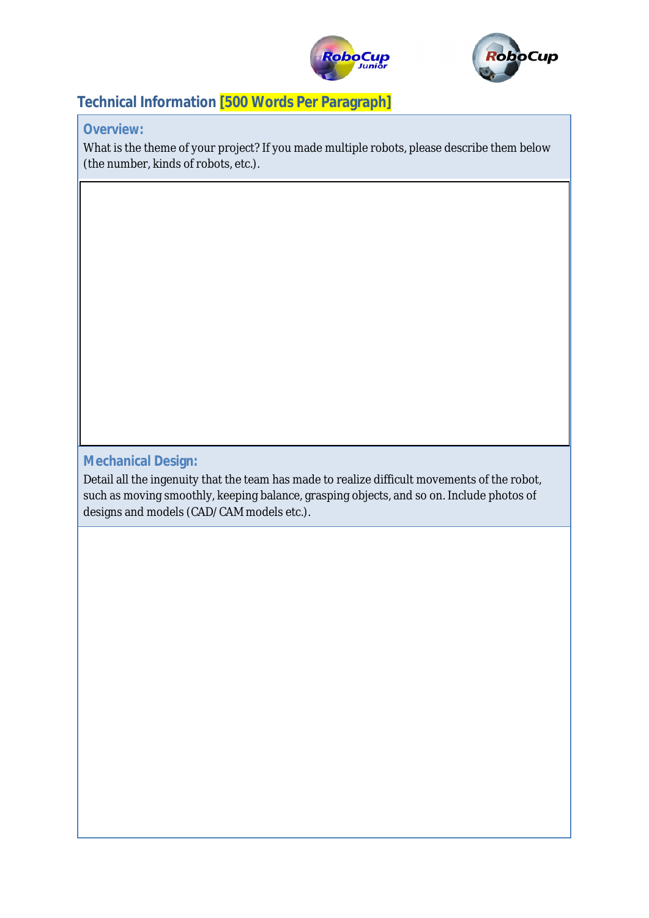## Technical Information [500 Words Per Paragraph]

### Overview:

What is the theme of your project? If you made multiple robots, please describe them below (the number, kinds of robots, etc.).

### Mechanical Design:

Detail all the ingenuity that the team has made to realize difficult movements of the robot, such as moving smoothly, keeping balance, grasping objects, and so on. Include photos of designs and models (CAD/CAM models etc.).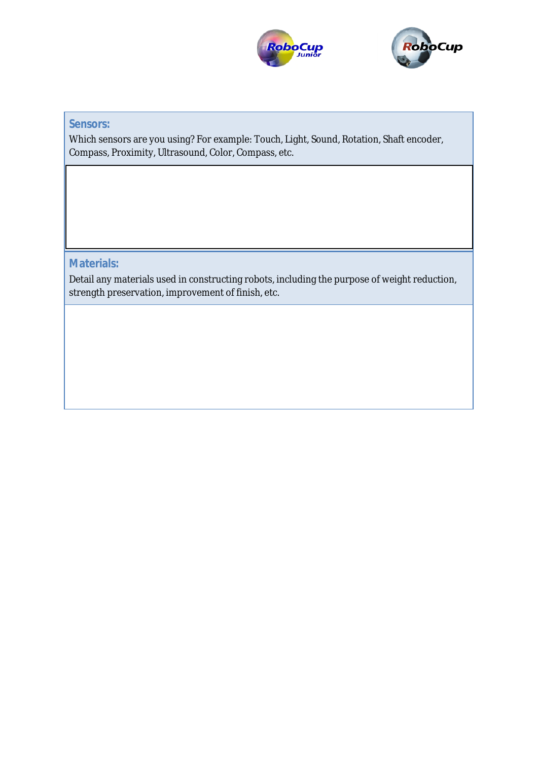**Sensors:**

Which sensors are you using? For example: Touch, Light, Sound, Rotation, Shaft encoder, Compass, Proximity, Ultrasound, Color, Compass, etc.

**Materials:**

Detail any materials used in constructing robots, including the purpose of weight reduction, strength preservation, improvement of finish, etc.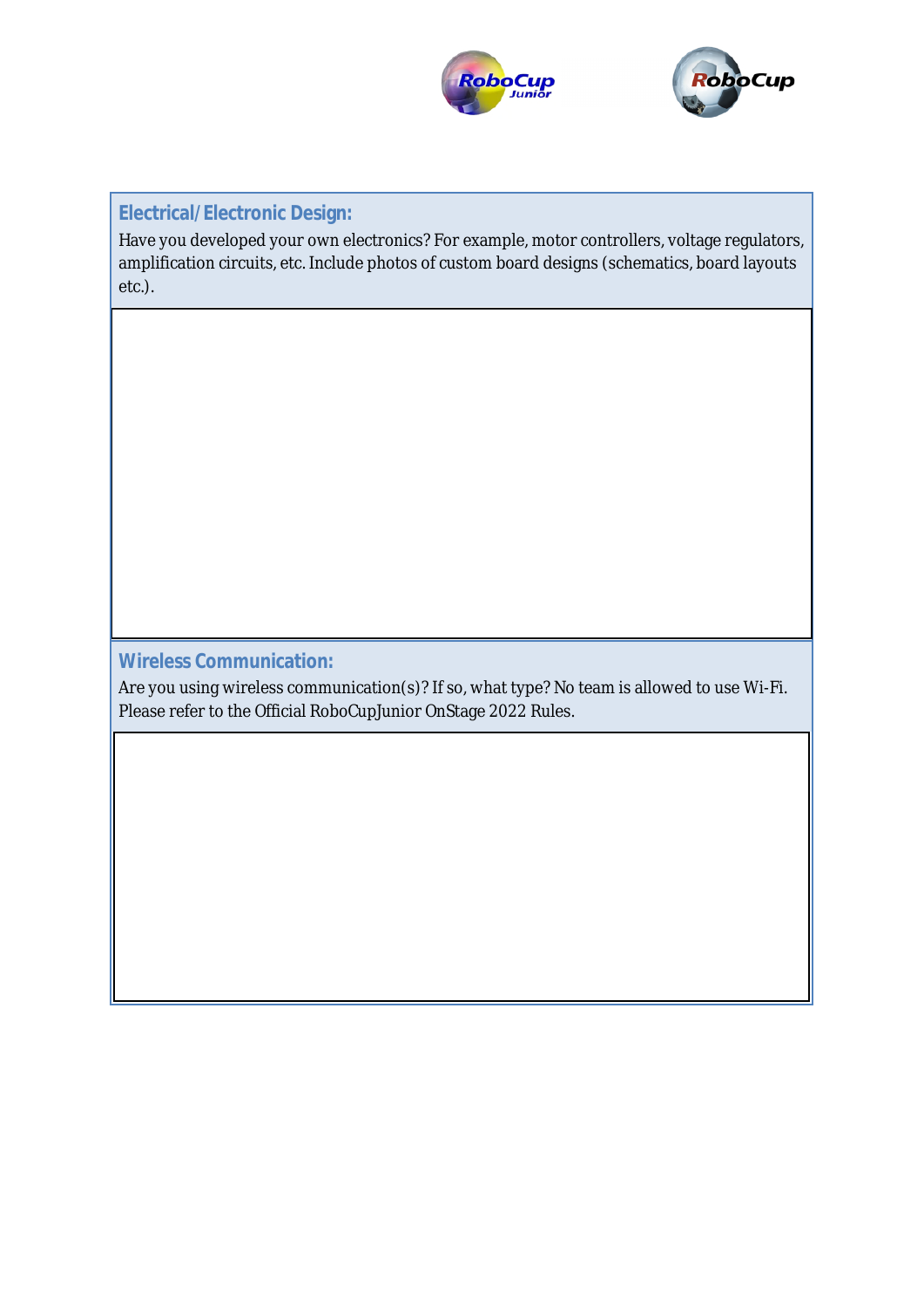## Electrical/Electronic Design:

Have you developed your own electronics? For example, motor controllers, voltage regulators, amplification circuits, etc. Include photos of custom board designs (schematics, board layouts etc.).

## Wireless Communication:

Are you using wireless communication(s)? If so, what type? No team is allowed to use Wi-Fi. Please refer to the Official RoboCupJunior OnStage 2022 Rules.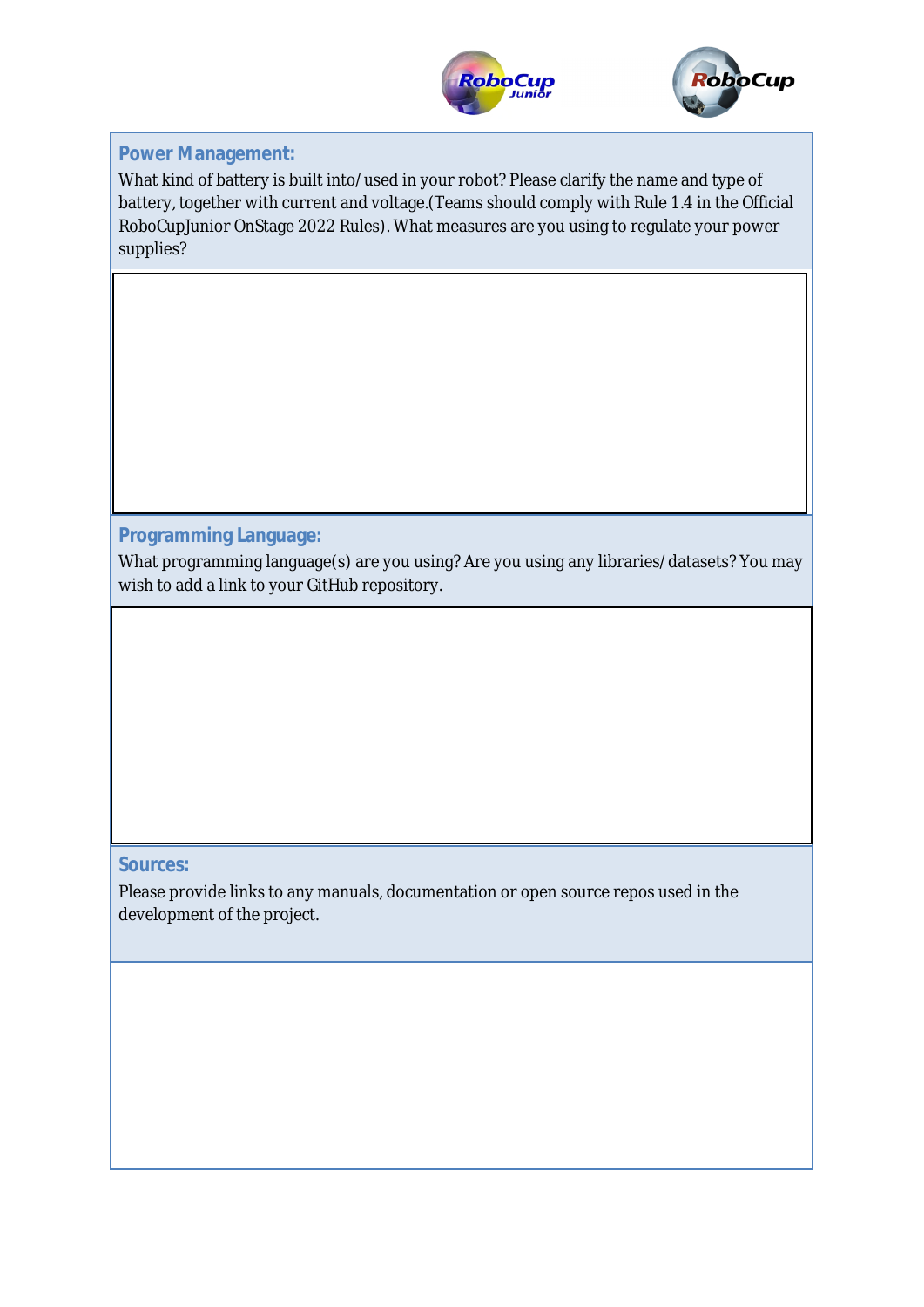## Power Management:

What kind of battery is built into/used in your robot? Please clarify the name and type of battery, together with current and voltage.(Teams should comply with Rule 1.4 in the Official RoboCupJunior OnStage 2022 Rules). What measures are you using to regulate your power supplies?

## Programming Language:

What programming language(s) are you using? Are you using any libraries/datasets? You may wish to add a link to your GitHub repository.

## Sources:

Please provide links to any manuals, documentation or open source repos used in the development of the project.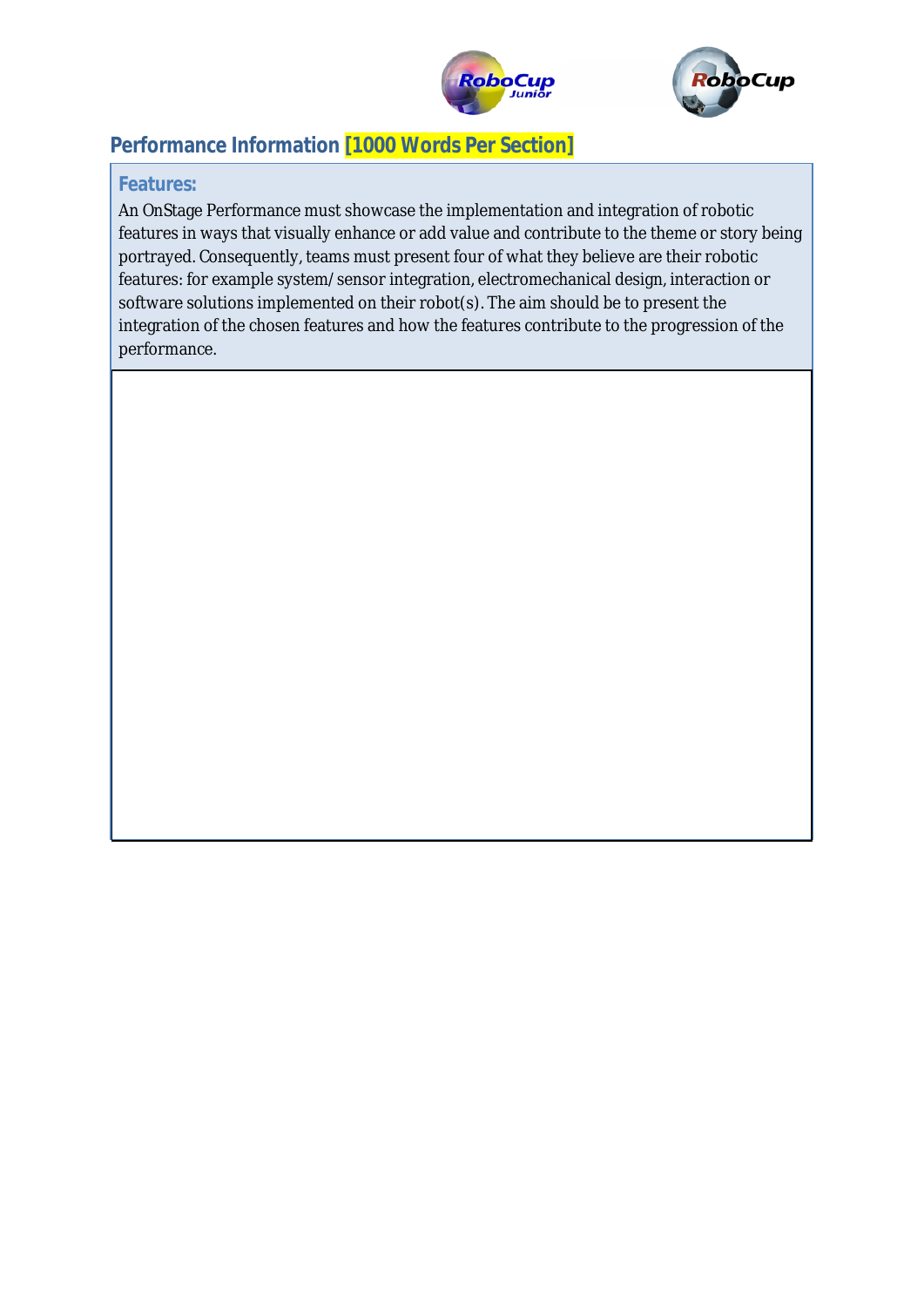## Performance Information [1000 Words Per Section]

### Features:

An OnStage Performance must showcase the implementation and integration of robotic features in ways that visually enhance or add value and contribute to the theme or story being portrayed. Consequently, teams must present four of what they believe are their robotic features: for example system/sensor integration, electromechanical design, interaction or software solutions implemented on their robot(s). The aim should be to present the integration of the chosen features and how the features contribute to the progression of the performance.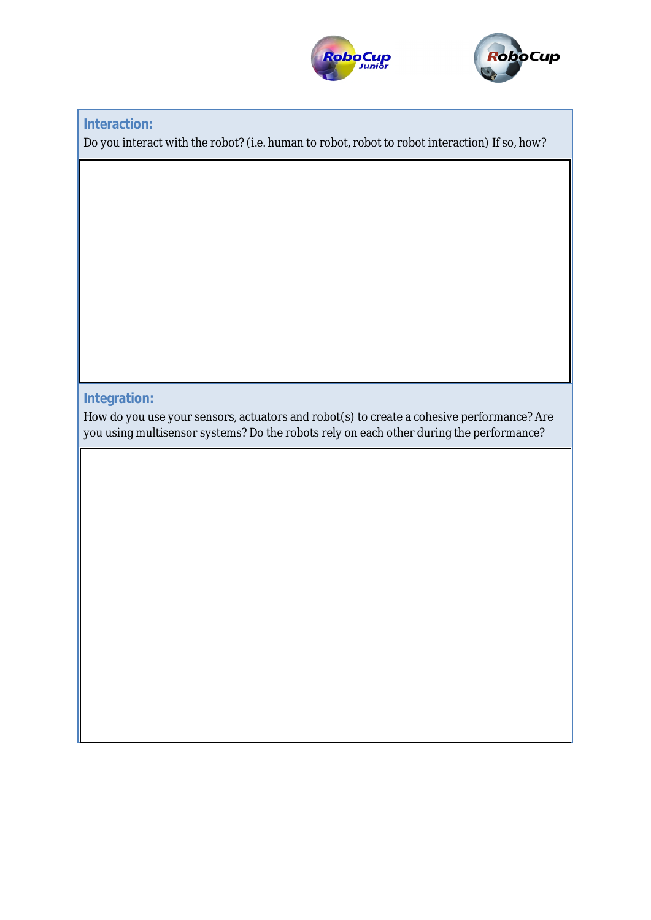**Interaction:**

Do you interact with the robot? (i.e. human to robot, robot to robot interaction) If so, how?

**Integration:**

How do you use your sensors, actuators and robot(s) to create a cohesive performance? Are you using multisensor systems? Do the robots rely on each other during the performance?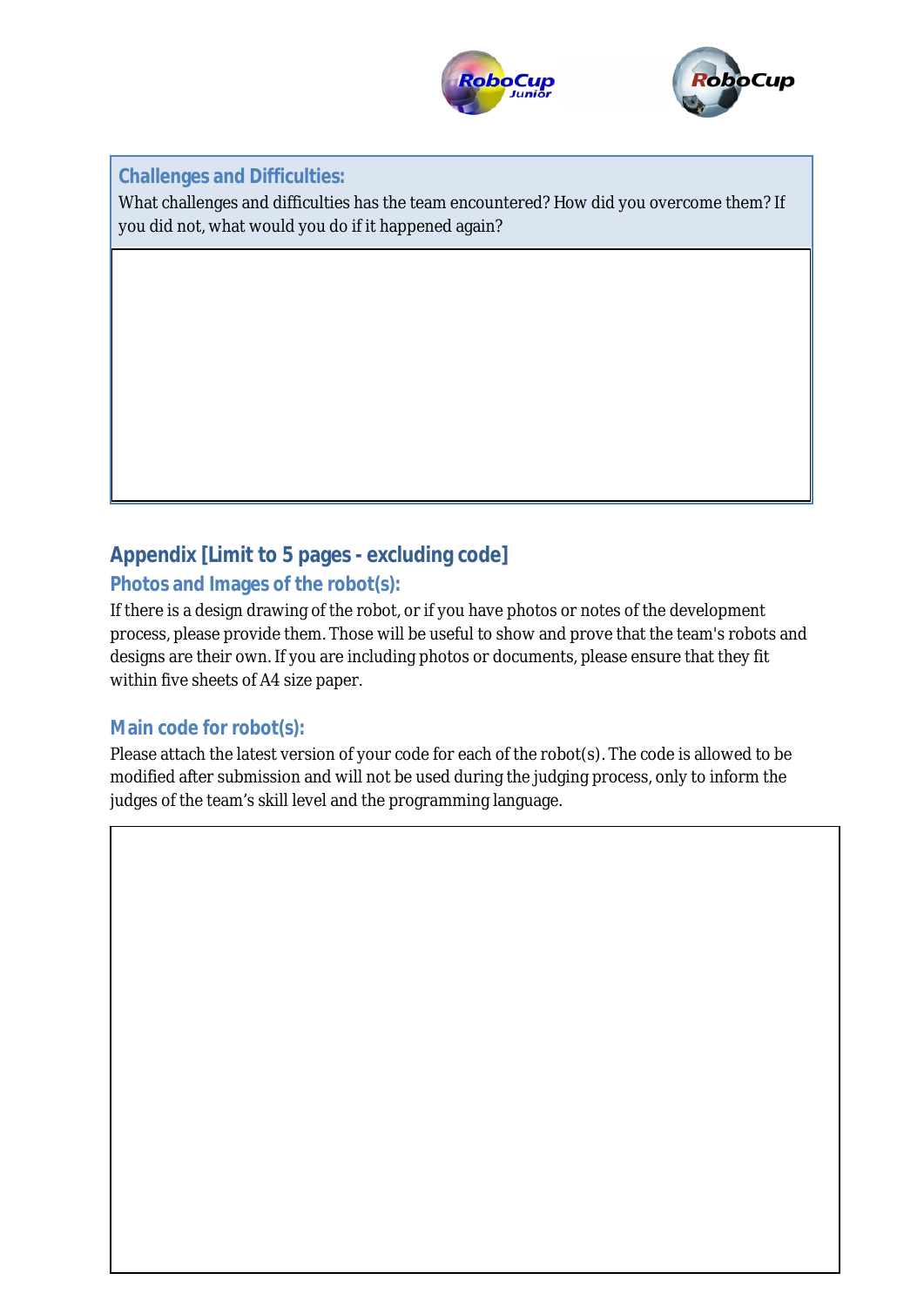### Challenges and Difficulties:

What challenges and difficulties has the team encountered? How did you overcome them? If you did not, what would you do if it happened again?

## Appendix [Limit to 5 pages - excluding code]

### Photos and Images of the robot(s):

If there is a design drawing of the robot, or if you have photos or notes of the development process, please provide them. Those will be useful to show and prove that the team's robots and designs are their own. If you are including photos or documents, please ensure that they fit within five sheets of A4 size paper.

### Main code for robot(s):

Please attach the latest version of your code for each of the robot(s). The code is allowed to be modified after submission and will not be used during the judging process, only to inform the judges of the team's skill level and the programming language.